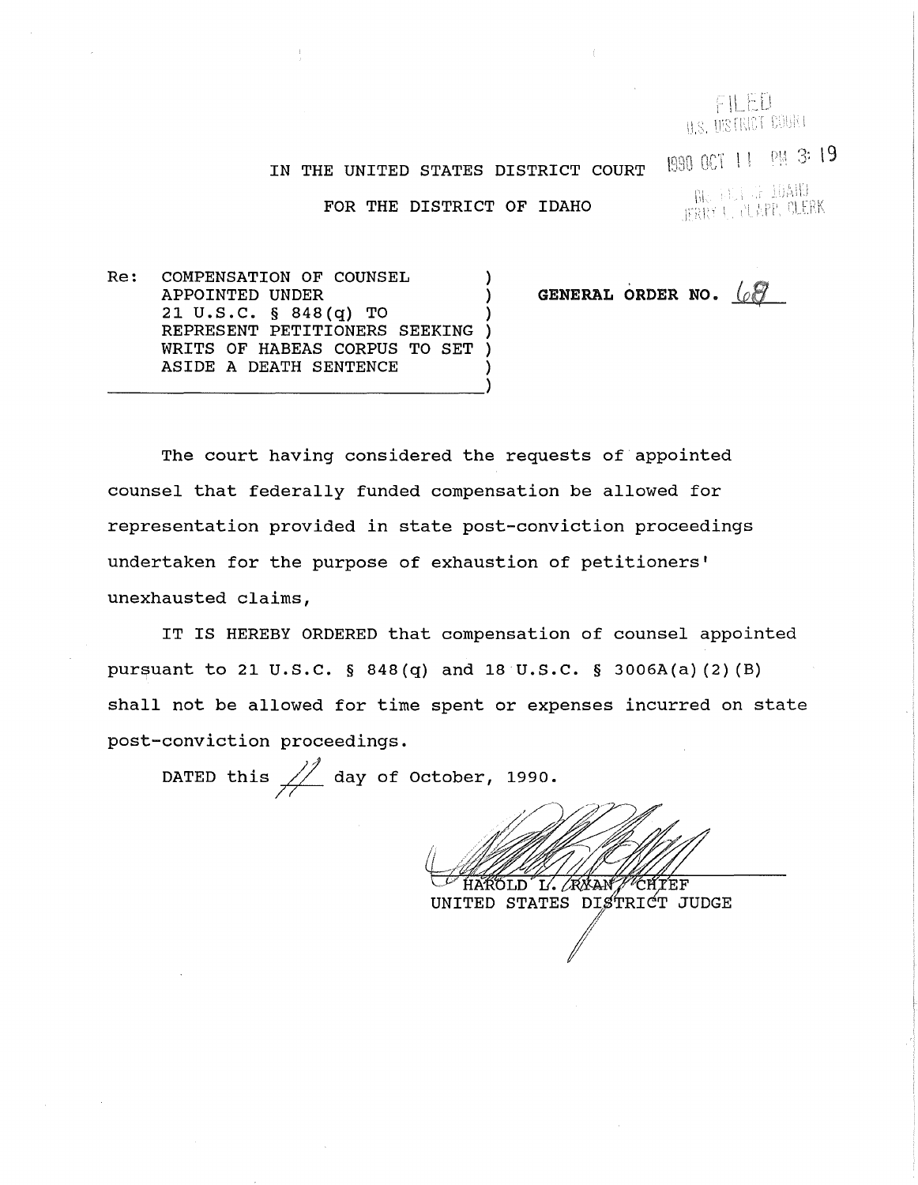FILED
U.S. DISTRICT COURT

1990 OCT 11 PM 3:19

RE... OF IDAHO
JERRY L. CLAPP, CLERK

IN THE UNITED STATES DISTRICT COURT

FOR THE DISTRICT OF IDAHO

Re: COMPENSATION OF COUNSEL APPOINTED UNDER 21 U.S.C. § 848(q) TO REPRESENT PETITIONERS SEEKING WRITS OF HABEAS CORPUS TO SET ASIDE A DEATH SENTENCE

**GENERAL ORDER NO. 68**

The court having considered the requests of appointed counsel that federally funded compensation be allowed for representation provided in state post-conviction proceedings undertaken for the purpose of exhaustion of petitioners' unexhausted claims,

IT IS HEREBY ORDERED that compensation of counsel appointed pursuant to 21 U.S.C. § 848(q) and 18 U.S.C. § 3006A(a)(2)(B) shall not be allowed for time spent or expenses incurred on state post-conviction proceedings.

DATED this 11 day of October, 1990.

HAROLD L. RYAN, CHIEF
UNITED STATES DISTRICT JUDGE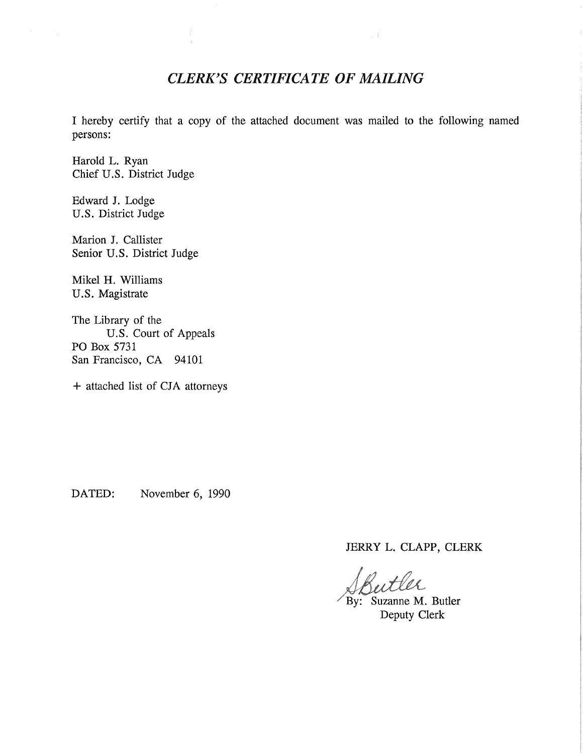## *CLERK'S CERTIFICATE OF MAILING*

I hereby certify that a copy of the attached document was mailed to the following named persons:

Harold L. Ryan
Chief U.S. District Judge

Edward J. Lodge
U.S. District Judge

Marion J. Callister
Senior U.S. District Judge

Mikel H. Williams
U.S. Magistrate

The Library of the
U.S. Court of Appeals
PO Box 5731
San Francisco, CA 94101

+ attached list of CJA attorneys

DATED: November 6, 1990

JERRY L. CLAPP, CLERK

SButler
By: Suzanne M. Butler
Deputy Clerk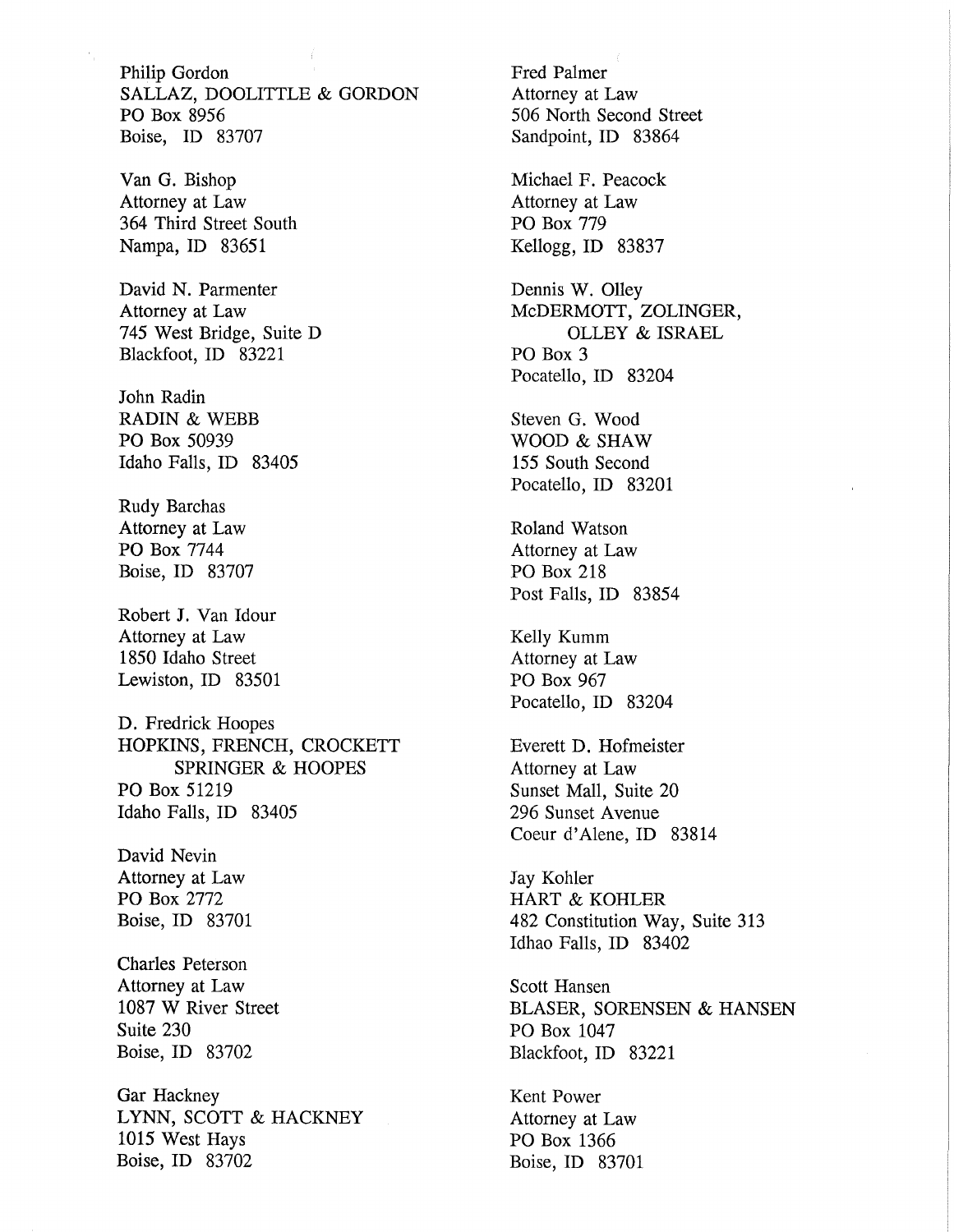Philip Gordon
SALLAZ, DOOLITTLE & GORDON
PO Box 8956
Boise, ID 83707

Van G. Bishop
Attorney at Law
364 Third Street South
Nampa, ID 83651

David N. Parmenter
Attorney at Law
745 West Bridge, Suite D
Blackfoot, ID 83221

John Radin
RADIN & WEBB
PO Box 50939
Idaho Falls, ID 83405

Rudy Barchas
Attorney at Law
PO Box 7744
Boise, ID 83707

Robert J. Van Idour
Attorney at Law
1850 Idaho Street
Lewiston, ID 83501

D. Fredrick Hoopes
HOPKINS, FRENCH, CROCKETT
SPRINGER & HOOPES
PO Box 51219
Idaho Falls, ID 83405

David Nevin
Attorney at Law
PO Box 2772
Boise, ID 83701

Charles Peterson
Attorney at Law
1087 W River Street
Suite 230
Boise, ID 83702

Gar Hackney
LYNN, SCOTT & HACKNEY
1015 West Hays
Boise, ID 83702

Fred Palmer
Attorney at Law
506 North Second Street
Sandpoint, ID 83864

Michael F. Peacock
Attorney at Law
PO Box 779
Kellogg, ID 83837

Dennis W. Olley
McDERMOTT, ZOLINGER,
OLLEY & ISRAEL
PO Box 3
Pocatello, ID 83204

Steven G. Wood
WOOD & SHAW
155 South Second
Pocatello, ID 83201

Roland Watson
Attorney at Law
PO Box 218
Post Falls, ID 83854

Kelly Kumm
Attorney at Law
PO Box 967
Pocatello, ID 83204

Everett D. Hofmeister
Attorney at Law
Sunset Mall, Suite 20
296 Sunset Avenue
Coeur d'Alene, ID 83814

Jay Kohler
HART & KOHLER
482 Constitution Way, Suite 313
Idhao Falls, ID 83402

Scott Hansen
BLASER, SORENSEN & HANSEN
PO Box 1047
Blackfoot, ID 83221

Kent Power
Attorney at Law
PO Box 1366
Boise, ID 83701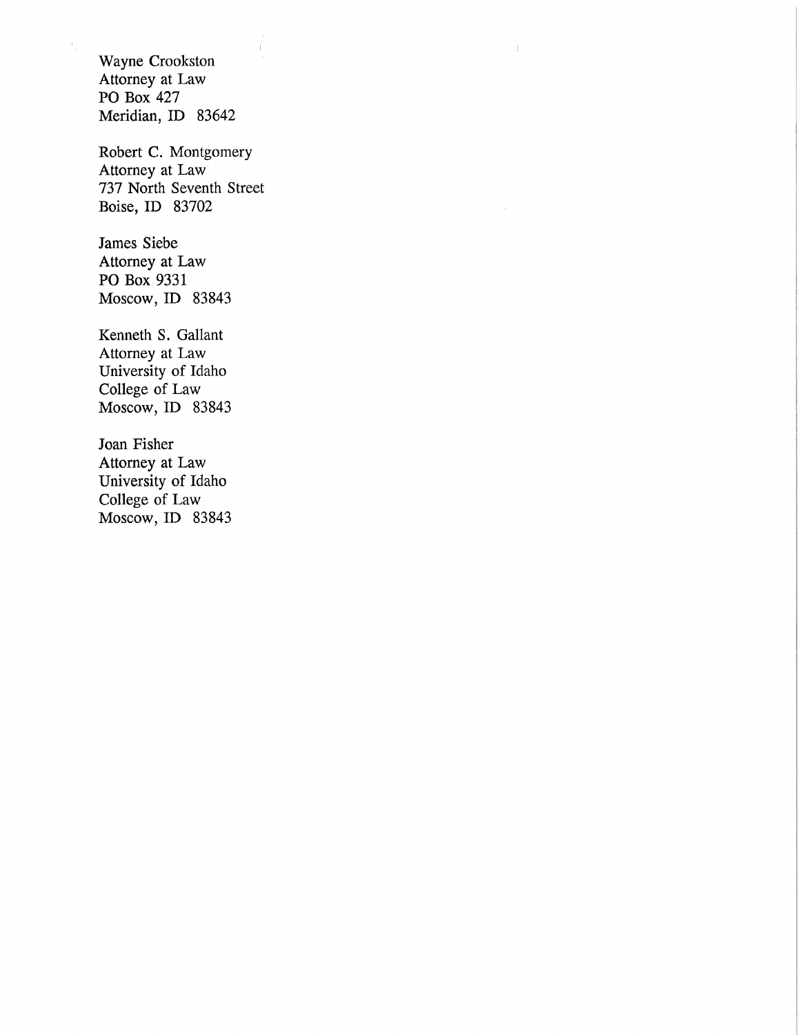Wayne Crookston
Attorney at Law
PO Box 427
Meridian, ID 83642

Robert C. Montgomery
Attorney at Law
737 North Seventh Street
Boise, ID 83702

James Siebe
Attorney at Law
PO Box 9331
Moscow, ID 83843

Kenneth S. Gallant
Attorney at Law
University of Idaho
College of Law
Moscow, ID 83843

Joan Fisher
Attorney at Law
University of Idaho
College of Law
Moscow, ID 83843